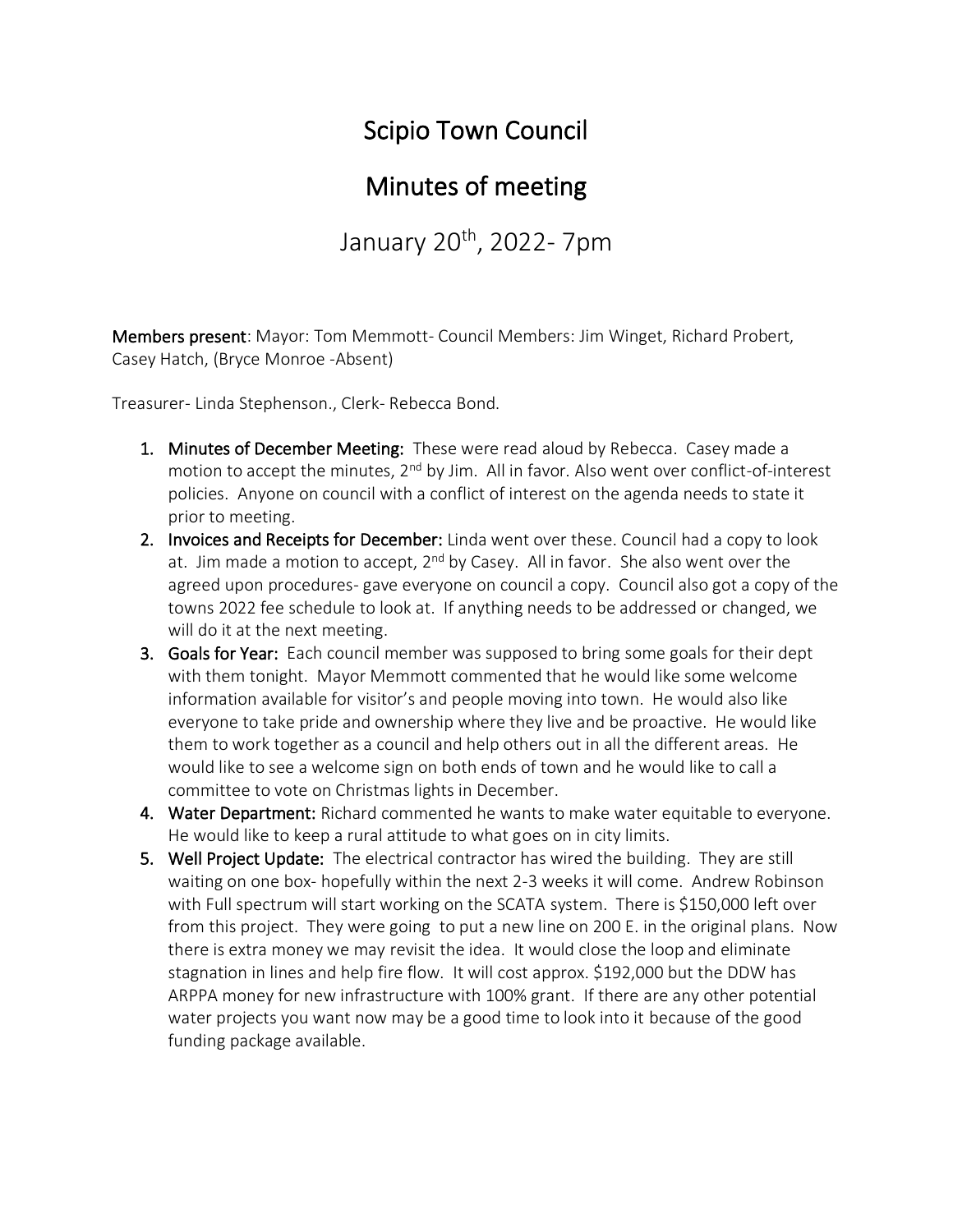# Scipio Town Council

# Minutes of meeting

## January 20th, 2022- 7pm

**Members present**: Mayor: Tom Memmott- Council Members: Jim Winget, Richard Probert, Casey Hatch, (Bryce Monroe -Absent)

Treasurer- Linda Stephenson., Clerk- Rebecca Bond.

1. **Minutes of December Meeting:** These were read aloud by Rebecca. Casey made a motion to accept the minutes, 2nd by Jim. All in favor. Also went over conflict-of-interest policies. Anyone on council with a conflict of interest on the agenda needs to state it prior to meeting.
2. **Invoices and Receipts for December:** Linda went over these. Council had a copy to look at. Jim made a motion to accept, 2nd by Casey. All in favor. She also went over the agreed upon procedures- gave everyone on council a copy. Council also got a copy of the towns 2022 fee schedule to look at. If anything needs to be addressed or changed, we will do it at the next meeting.
3. **Goals for Year:** Each council member was supposed to bring some goals for their dept with them tonight. Mayor Memmott commented that he would like some welcome information available for visitor's and people moving into town. He would also like everyone to take pride and ownership where they live and be proactive. He would like them to work together as a council and help others out in all the different areas. He would like to see a welcome sign on both ends of town and he would like to call a committee to vote on Christmas lights in December.
4. **Water Department:** Richard commented he wants to make water equitable to everyone. He would like to keep a rural attitude to what goes on in city limits.
5. **Well Project Update:** The electrical contractor has wired the building. They are still waiting on one box- hopefully within the next 2-3 weeks it will come. Andrew Robinson with Full spectrum will start working on the SCATA system. There is $150,000 left over from this project. They were going to put a new line on 200 E. in the original plans. Now there is extra money we may revisit the idea. It would close the loop and eliminate stagnation in lines and help fire flow. It will cost approx. $192,000 but the DDW has ARPPA money for new infrastructure with 100% grant. If there are any other potential water projects you want now may be a good time to look into it because of the good funding package available.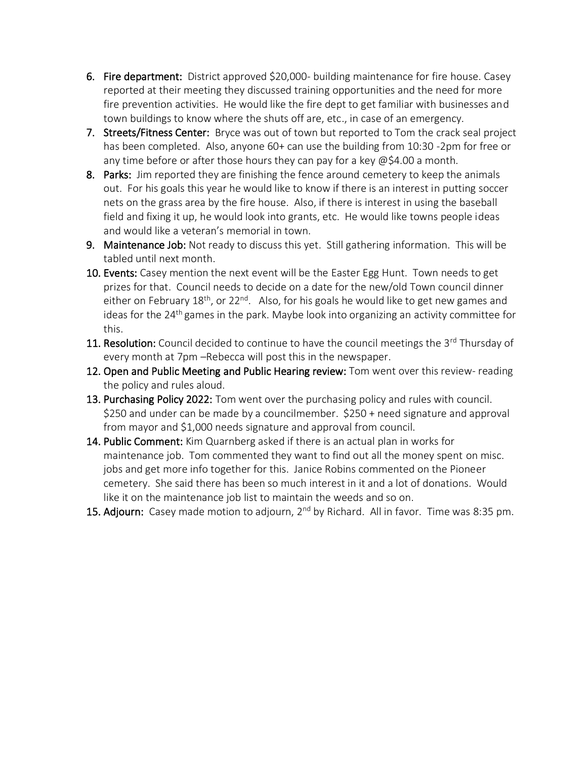6. **Fire department:** District approved $20,000- building maintenance for fire house. Casey reported at their meeting they discussed training opportunities and the need for more fire prevention activities. He would like the fire dept to get familiar with businesses and town buildings to know where the shuts off are, etc., in case of an emergency.
7. **Streets/Fitness Center:** Bryce was out of town but reported to Tom the crack seal project has been completed. Also, anyone 60+ can use the building from 10:30 -2pm for free or any time before or after those hours they can pay for a key @$4.00 a month.
8. **Parks:** Jim reported they are finishing the fence around cemetery to keep the animals out. For his goals this year he would like to know if there is an interest in putting soccer nets on the grass area by the fire house. Also, if there is interest in using the baseball field and fixing it up, he would look into grants, etc. He would like towns people ideas and would like a veteran's memorial in town.
9. **Maintenance Job:** Not ready to discuss this yet. Still gathering information. This will be tabled until next month.
10. **Events:** Casey mention the next event will be the Easter Egg Hunt. Town needs to get prizes for that. Council needs to decide on a date for the new/old Town council dinner either on February 18th, or 22nd. Also, for his goals he would like to get new games and ideas for the 24th games in the park. Maybe look into organizing an activity committee for this.
11. **Resolution:** Council decided to continue to have the council meetings the 3rd Thursday of every month at 7pm –Rebecca will post this in the newspaper.
12. **Open and Public Meeting and Public Hearing review:** Tom went over this review- reading the policy and rules aloud.
13. **Purchasing Policy 2022:** Tom went over the purchasing policy and rules with council. $250 and under can be made by a councilmember. $250 + need signature and approval from mayor and $1,000 needs signature and approval from council.
14. **Public Comment:** Kim Quarnberg asked if there is an actual plan in works for maintenance job. Tom commented they want to find out all the money spent on misc. jobs and get more info together for this. Janice Robins commented on the Pioneer cemetery. She said there has been so much interest in it and a lot of donations. Would like it on the maintenance job list to maintain the weeds and so on.
15. **Adjourn:** Casey made motion to adjourn, 2nd by Richard. All in favor. Time was 8:35 pm.